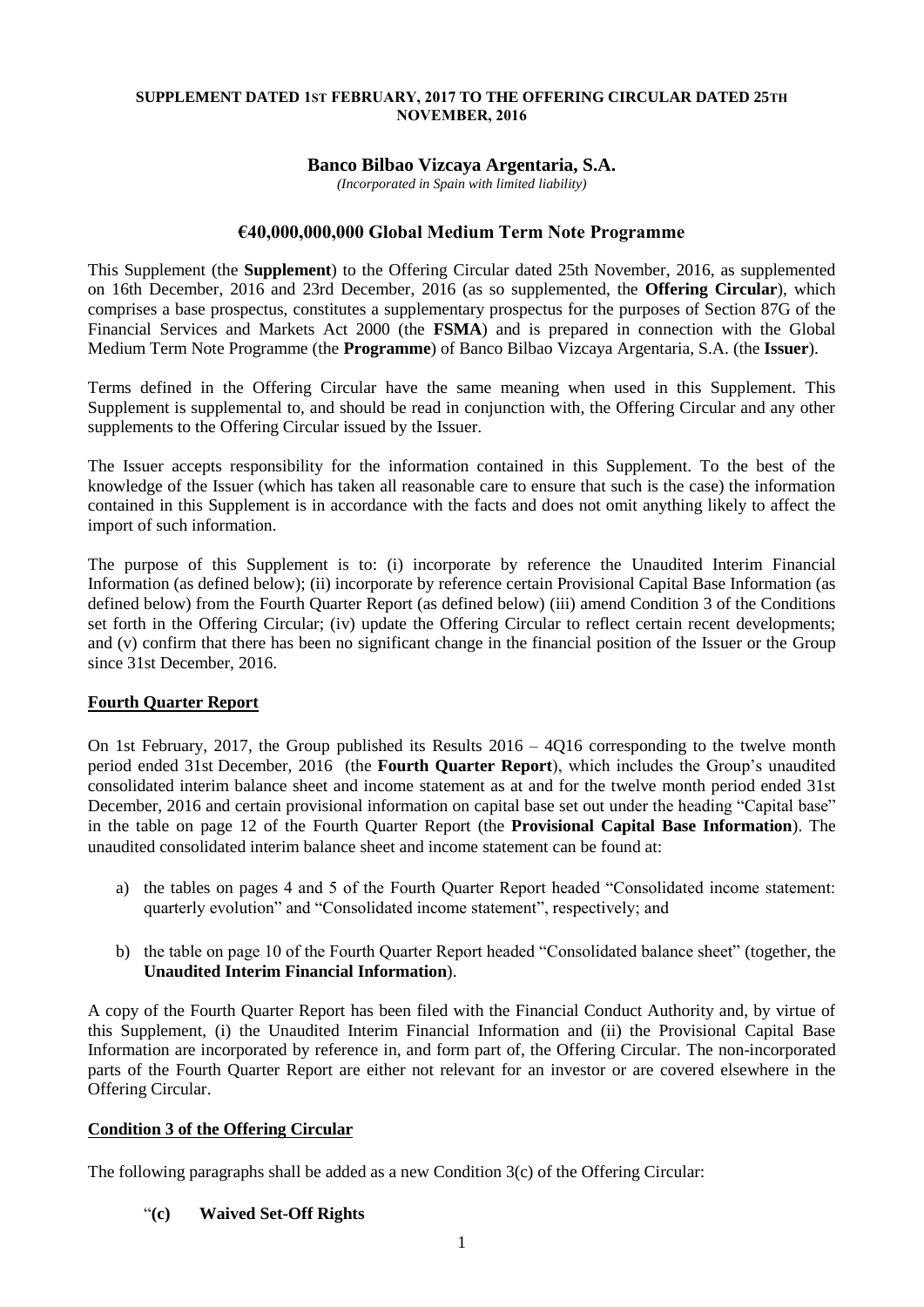**SUPPLEMENT DATED 1ST FEBRUARY, 2017 TO THE OFFERING CIRCULAR DATED 25TH NOVEMBER, 2016**

# Banco Bilbao Vizcaya Argentaria, S.A.

*(Incorporated in Spain with limited liability)*

## €40,000,000,000 Global Medium Term Note Programme

This Supplement (the **Supplement**) to the Offering Circular dated 25th November, 2016, as supplemented on 16th December, 2016 and 23rd December, 2016 (as so supplemented, the **Offering Circular**), which comprises a base prospectus, constitutes a supplementary prospectus for the purposes of Section 87G of the Financial Services and Markets Act 2000 (the **FSMA**) and is prepared in connection with the Global Medium Term Note Programme (the **Programme**) of Banco Bilbao Vizcaya Argentaria, S.A. (the **Issuer**).

Terms defined in the Offering Circular have the same meaning when used in this Supplement. This Supplement is supplemental to, and should be read in conjunction with, the Offering Circular and any other supplements to the Offering Circular issued by the Issuer.

The Issuer accepts responsibility for the information contained in this Supplement. To the best of the knowledge of the Issuer (which has taken all reasonable care to ensure that such is the case) the information contained in this Supplement is in accordance with the facts and does not omit anything likely to affect the import of such information.

The purpose of this Supplement is to: (i) incorporate by reference the Unaudited Interim Financial Information (as defined below); (ii) incorporate by reference certain Provisional Capital Base Information (as defined below) from the Fourth Quarter Report (as defined below) (iii) amend Condition 3 of the Conditions set forth in the Offering Circular; (iv) update the Offering Circular to reflect certain recent developments; and (v) confirm that there has been no significant change in the financial position of the Issuer or the Group since 31st December, 2016.

**Fourth Quarter Report**

On 1st February, 2017, the Group published its Results 2016 – 4Q16 corresponding to the twelve month period ended 31st December, 2016 (the **Fourth Quarter Report**), which includes the Group's unaudited consolidated interim balance sheet and income statement as at and for the twelve month period ended 31st December, 2016 and certain provisional information on capital base set out under the heading "Capital base" in the table on page 12 of the Fourth Quarter Report (the **Provisional Capital Base Information**). The unaudited consolidated interim balance sheet and income statement can be found at:

a) the tables on pages 4 and 5 of the Fourth Quarter Report headed "Consolidated income statement: quarterly evolution" and "Consolidated income statement", respectively; and

b) the table on page 10 of the Fourth Quarter Report headed "Consolidated balance sheet" (together, the **Unaudited Interim Financial Information**).

A copy of the Fourth Quarter Report has been filed with the Financial Conduct Authority and, by virtue of this Supplement, (i) the Unaudited Interim Financial Information and (ii) the Provisional Capital Base Information are incorporated by reference in, and form part of, the Offering Circular. The non-incorporated parts of the Fourth Quarter Report are either not relevant for an investor or are covered elsewhere in the Offering Circular.

**Condition 3 of the Offering Circular**

The following paragraphs shall be added as a new Condition 3(c) of the Offering Circular:

"**(c) Waived Set-Off Rights**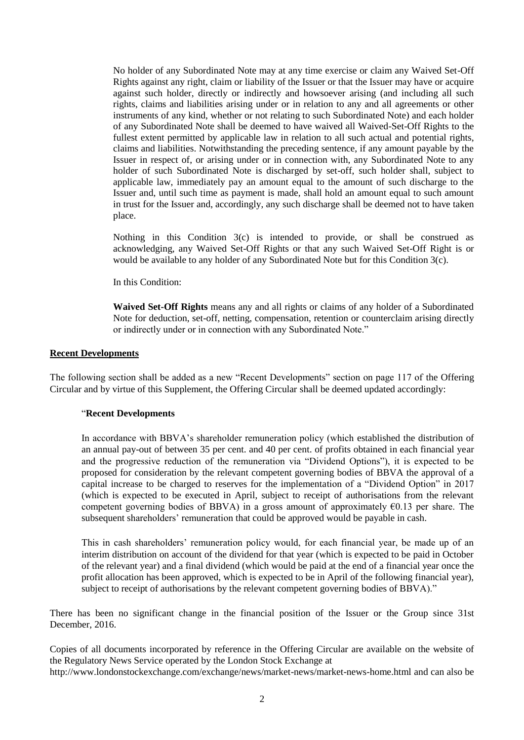No holder of any Subordinated Note may at any time exercise or claim any Waived Set-Off Rights against any right, claim or liability of the Issuer or that the Issuer may have or acquire against such holder, directly or indirectly and howsoever arising (and including all such rights, claims and liabilities arising under or in relation to any and all agreements or other instruments of any kind, whether or not relating to such Subordinated Note) and each holder of any Subordinated Note shall be deemed to have waived all Waived-Set-Off Rights to the fullest extent permitted by applicable law in relation to all such actual and potential rights, claims and liabilities. Notwithstanding the preceding sentence, if any amount payable by the Issuer in respect of, or arising under or in connection with, any Subordinated Note to any holder of such Subordinated Note is discharged by set-off, such holder shall, subject to applicable law, immediately pay an amount equal to the amount of such discharge to the Issuer and, until such time as payment is made, shall hold an amount equal to such amount in trust for the Issuer and, accordingly, any such discharge shall be deemed not to have taken place.

Nothing in this Condition 3(c) is intended to provide, or shall be construed as acknowledging, any Waived Set-Off Rights or that any such Waived Set-Off Right is or would be available to any holder of any Subordinated Note but for this Condition 3(c).

In this Condition:

**Waived Set-Off Rights** means any and all rights or claims of any holder of a Subordinated Note for deduction, set-off, netting, compensation, retention or counterclaim arising directly or indirectly under or in connection with any Subordinated Note."

## Recent Developments

The following section shall be added as a new "Recent Developments" section on page 117 of the Offering Circular and by virtue of this Supplement, the Offering Circular shall be deemed updated accordingly:

"**Recent Developments**

In accordance with BBVA's shareholder remuneration policy (which established the distribution of an annual pay-out of between 35 per cent. and 40 per cent. of profits obtained in each financial year and the progressive reduction of the remuneration via "Dividend Options"), it is expected to be proposed for consideration by the relevant competent governing bodies of BBVA the approval of a capital increase to be charged to reserves for the implementation of a "Dividend Option" in 2017 (which is expected to be executed in April, subject to receipt of authorisations from the relevant competent governing bodies of BBVA) in a gross amount of approximately €0.13 per share. The subsequent shareholders' remuneration that could be approved would be payable in cash.

This in cash shareholders' remuneration policy would, for each financial year, be made up of an interim distribution on account of the dividend for that year (which is expected to be paid in October of the relevant year) and a final dividend (which would be paid at the end of a financial year once the profit allocation has been approved, which is expected to be in April of the following financial year), subject to receipt of authorisations by the relevant competent governing bodies of BBVA)."

There has been no significant change in the financial position of the Issuer or the Group since 31st December, 2016.

Copies of all documents incorporated by reference in the Offering Circular are available on the website of the Regulatory News Service operated by the London Stock Exchange at http://www.londonstockexchange.com/exchange/news/market-news/market-news-home.html and can also be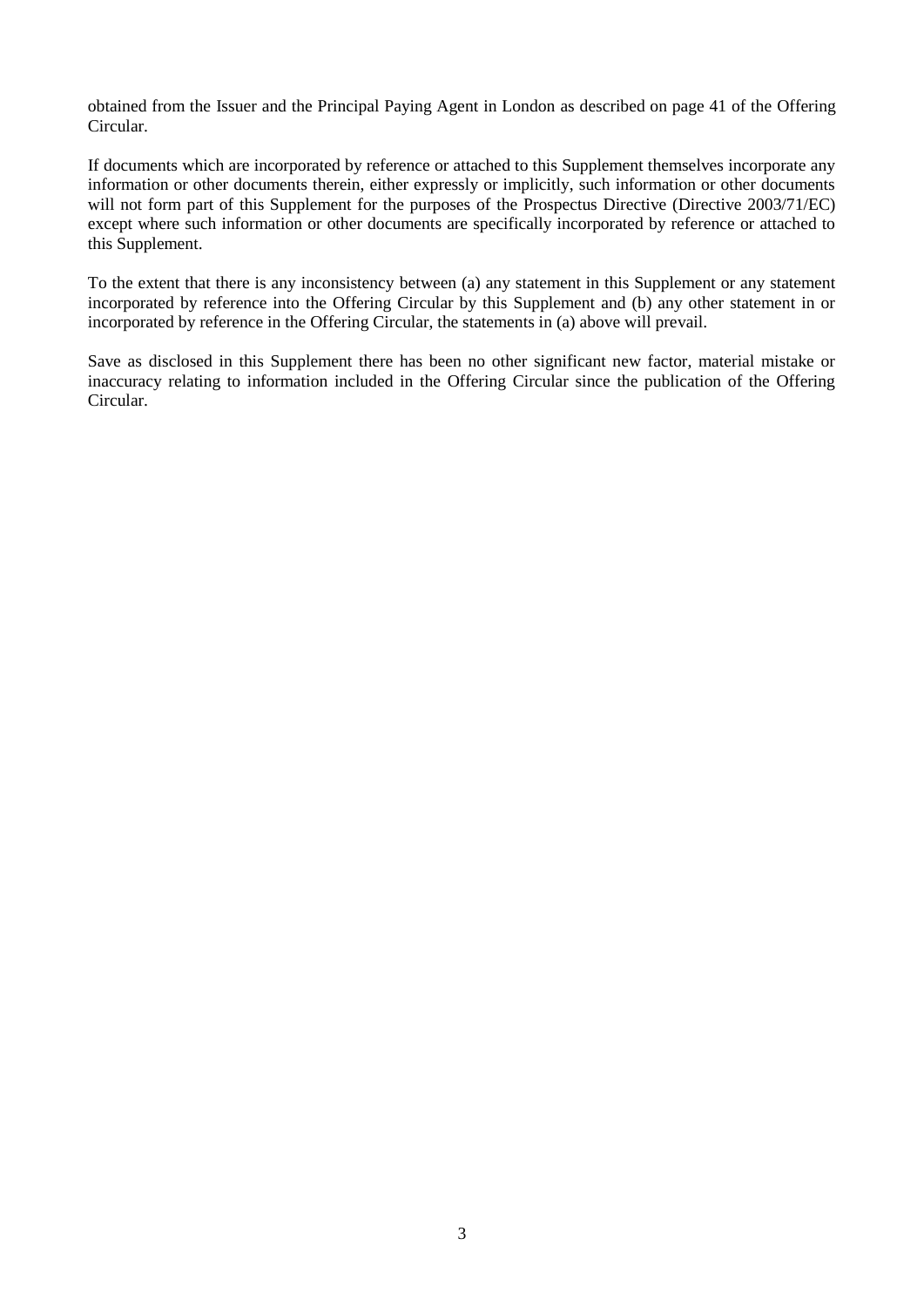obtained from the Issuer and the Principal Paying Agent in London as described on page 41 of the Offering Circular.

If documents which are incorporated by reference or attached to this Supplement themselves incorporate any information or other documents therein, either expressly or implicitly, such information or other documents will not form part of this Supplement for the purposes of the Prospectus Directive (Directive 2003/71/EC) except where such information or other documents are specifically incorporated by reference or attached to this Supplement.

To the extent that there is any inconsistency between (a) any statement in this Supplement or any statement incorporated by reference into the Offering Circular by this Supplement and (b) any other statement in or incorporated by reference in the Offering Circular, the statements in (a) above will prevail.

Save as disclosed in this Supplement there has been no other significant new factor, material mistake or inaccuracy relating to information included in the Offering Circular since the publication of the Offering Circular.